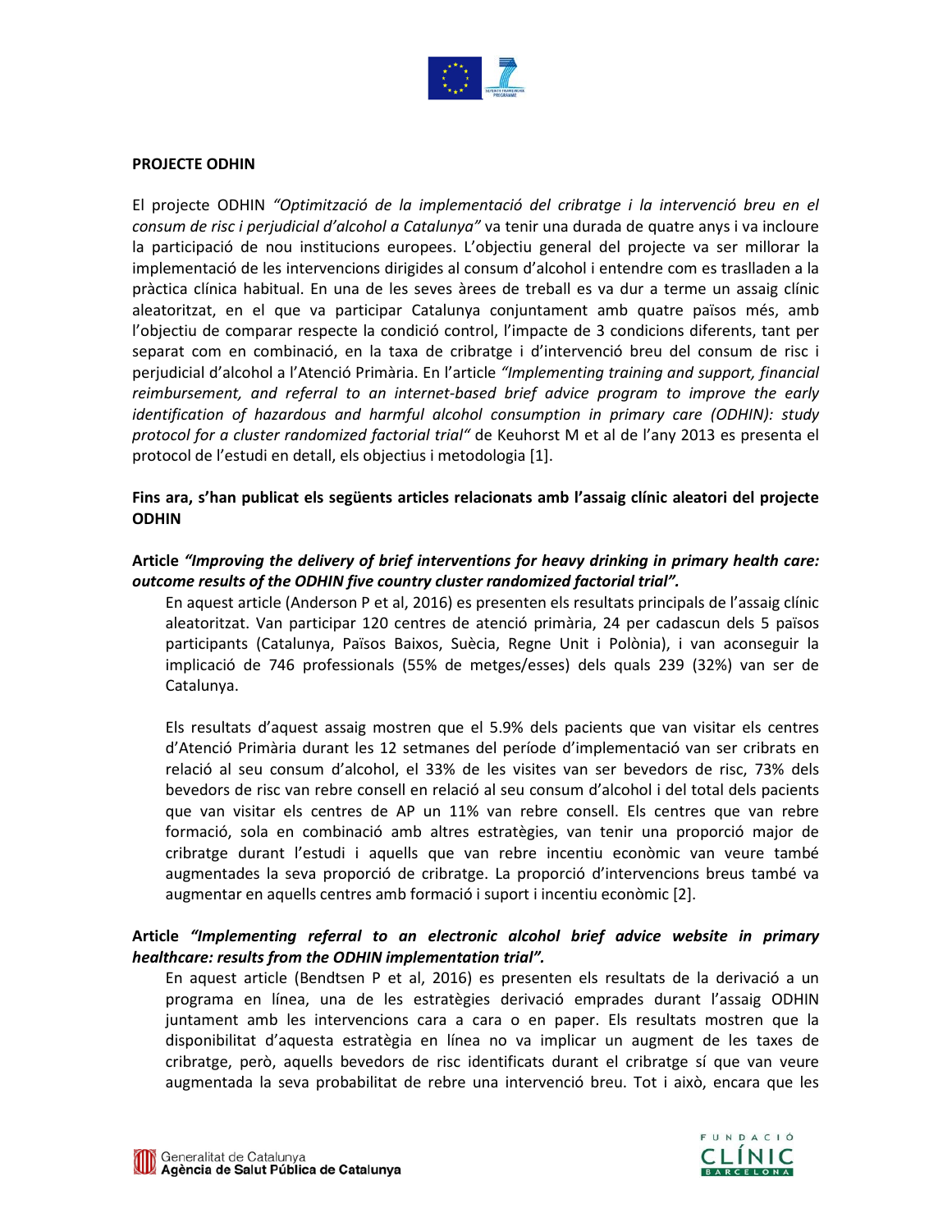**PROJECTE ODHIN**

El projecte ODHIN *"Optimització de la implementació del cribratge i la intervenció breu en el consum de risc i perjudicial d'alcohol a Catalunya"* va tenir una durada de quatre anys i va incloure la participació de nou institucions europees. L'objectiu general del projecte va ser millorar la implementació de les intervencions dirigides al consum d'alcohol i entendre com es traslladen a la pràctica clínica habitual. En una de les seves àrees de treball es va dur a terme un assaig clínic aleatoritzat, en el que va participar Catalunya conjuntament amb quatre països més, amb l'objectiu de comparar respecte la condició control, l'impacte de 3 condicions diferents, tant per separat com en combinació, en la taxa de cribratge i d'intervenció breu del consum de risc i perjudicial d'alcohol a l'Atenció Primària. En l'article *"Implementing training and support, financial reimbursement, and referral to an internet-based brief advice program to improve the early identification of hazardous and harmful alcohol consumption in primary care (ODHIN): study protocol for a cluster randomized factorial trial"* de Keuhorst M et al de l'any 2013 es presenta el protocol de l'estudi en detall, els objectius i metodologia [1].

**Fins ara, s'han publicat els següents articles relacionats amb l'assaig clínic aleatori del projecte ODHIN**

**Article *"Improving the delivery of brief interventions for heavy drinking in primary health care: outcome results of the ODHIN five country cluster randomized factorial trial"*.**

En aquest article (Anderson P et al, 2016) es presenten els resultats principals de l'assaig clínic aleatoritzat. Van participar 120 centres de atenció primària, 24 per cadascun dels 5 països participants (Catalunya, Països Baixos, Suècia, Regne Unit i Polònia), i van aconseguir la implicació de 746 professionals (55% de metges/esses) dels quals 239 (32%) van ser de Catalunya.

Els resultats d'aquest assaig mostren que el 5.9% dels pacients que van visitar els centres d'Atenció Primària durant les 12 setmanes del període d'implementació van ser cribrats en relació al seu consum d'alcohol, el 33% de les visites van ser bevedors de risc, 73% dels bevedors de risc van rebre consell en relació al seu consum d'alcohol i del total dels pacients que van visitar els centres de AP un 11% van rebre consell. Els centres que van rebre formació, sola en combinació amb altres estratègies, van tenir una proporció major de cribratge durant l'estudi i aquells que van rebre incentiu econòmic van veure també augmentades la seva proporció de cribratge. La proporció d'intervencions breus també va augmentar en aquells centres amb formació i suport i incentiu econòmic [2].

**Article *"Implementing referral to an electronic alcohol brief advice website in primary healthcare: results from the ODHIN implementation trial"*.**

En aquest article (Bendtsen P et al, 2016) es presenten els resultats de la derivació a un programa en línea, una de les estratègies derivació emprades durant l'assaig ODHIN juntament amb les intervencions cara a cara o en paper. Els resultats mostren que la disponibilitat d'aquesta estratègia en línea no va implicar un augment de les taxes de cribratge, però, aquells bevedors de risc identificats durant el cribratge sí que van veure augmentada la seva probabilitat de rebre una intervenció breu. Tot i això, encara que les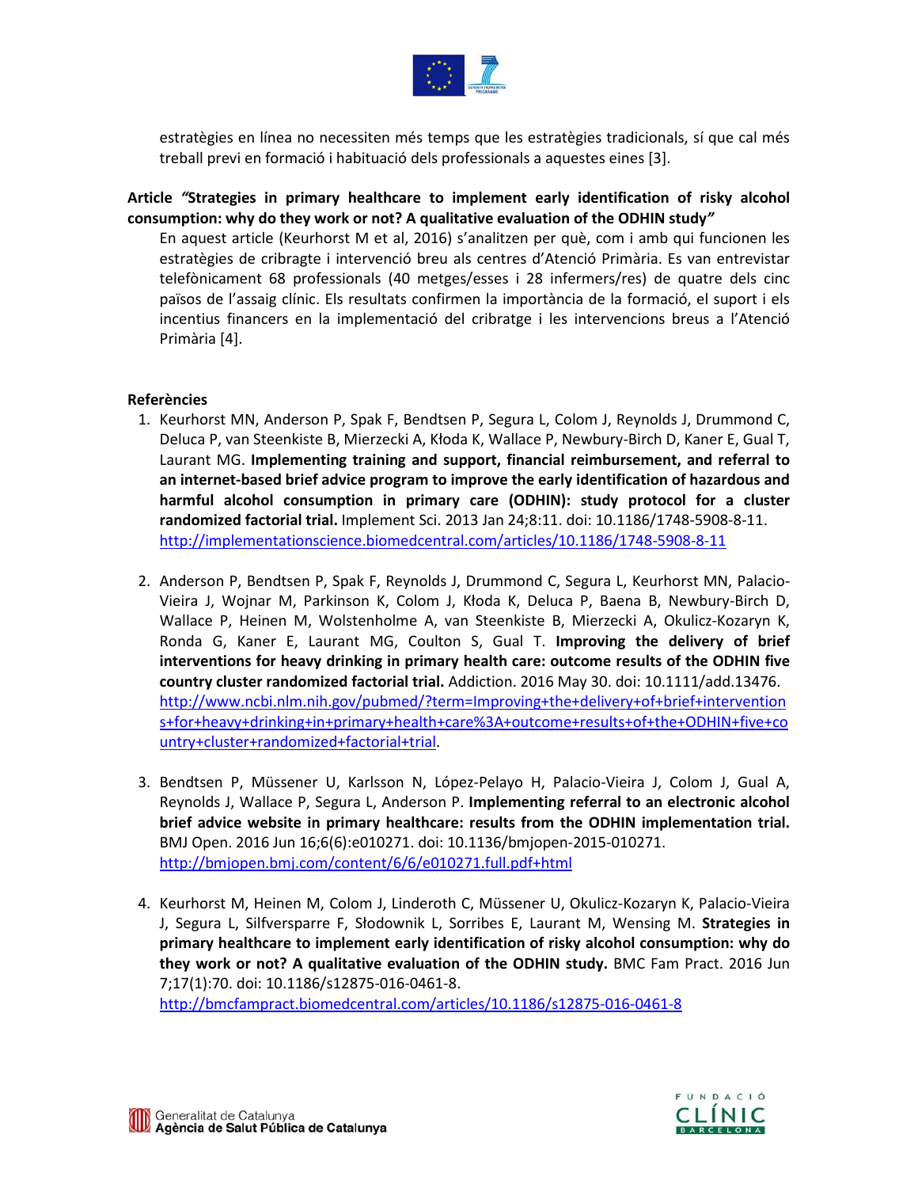estratègies en línea no necessiten més temps que les estratègies tradicionals, sí que cal més treball previ en formació i habituació dels professionals a aquestes eines [3].

**Article *"Strategies in primary healthcare to implement early identification of risky alcohol consumption: why do they work or not? A qualitative evaluation of the ODHIN study"***

En aquest article (Keurhorst M et al, 2016) s'analitzen per què, com i amb qui funcionen les estratègies de cribragte i intervenció breu als centres d'Atenció Primària. Es van entrevistar telefònicament 68 professionals (40 metges/esses i 28 infermers/res) de quatre dels cinc països de l'assaig clínic. Els resultats confirmen la importància de la formació, el suport i els incentius financers en la implementació del cribratge i les intervencions breus a l'Atenció Primària [4].

**Referències**

1. Keurhorst MN, Anderson P, Spak F, Bendtsen P, Segura L, Colom J, Reynolds J, Drummond C, Deluca P, van Steenkiste B, Mierzecki A, Kłoda K, Wallace P, Newbury-Birch D, Kaner E, Gual T, Laurant MG. **Implementing training and support, financial reimbursement, and referral to an internet-based brief advice program to improve the early identification of hazardous and harmful alcohol consumption in primary care (ODHIN): study protocol for a cluster randomized factorial trial.** Implement Sci. 2013 Jan 24;8:11. doi: 10.1186/1748-5908-8-11. http://implementationscience.biomedcentral.com/articles/10.1186/1748-5908-8-11

2. Anderson P, Bendtsen P, Spak F, Reynolds J, Drummond C, Segura L, Keurhorst MN, Palacio-Vieira J, Wojnar M, Parkinson K, Colom J, Kłoda K, Deluca P, Baena B, Newbury-Birch D, Wallace P, Heinen M, Wolstenholme A, van Steenkiste B, Mierzecki A, Okulicz-Kozaryn K, Ronda G, Kaner E, Laurant MG, Coulton S, Gual T. **Improving the delivery of brief interventions for heavy drinking in primary health care: outcome results of the ODHIN five country cluster randomized factorial trial.** Addiction. 2016 May 30. doi: 10.1111/add.13476. http://www.ncbi.nlm.nih.gov/pubmed/?term=Improving+the+delivery+of+brief+interventions+for+heavy+drinking+in+primary+health+care%3A+outcome+results+of+the+ODHIN+five+country+cluster+randomized+factorial+trial.

3. Bendtsen P, Müssener U, Karlsson N, López-Pelayo H, Palacio-Vieira J, Colom J, Gual A, Reynolds J, Wallace P, Segura L, Anderson P. **Implementing referral to an electronic alcohol brief advice website in primary healthcare: results from the ODHIN implementation trial.** BMJ Open. 2016 Jun 16;6(6):e010271. doi: 10.1136/bmjopen-2015-010271. http://bmjopen.bmj.com/content/6/6/e010271.full.pdf+html

4. Keurhorst M, Heinen M, Colom J, Linderoth C, Müssener U, Okulicz-Kozaryn K, Palacio-Vieira J, Segura L, Silfversparre F, Słodownik L, Sorribes E, Laurant M, Wensing M. **Strategies in primary healthcare to implement early identification of risky alcohol consumption: why do they work or not? A qualitative evaluation of the ODHIN study.** BMC Fam Pract. 2016 Jun 7;17(1):70. doi: 10.1186/s12875-016-0461-8. http://bmcfampract.biomedcentral.com/articles/10.1186/s12875-016-0461-8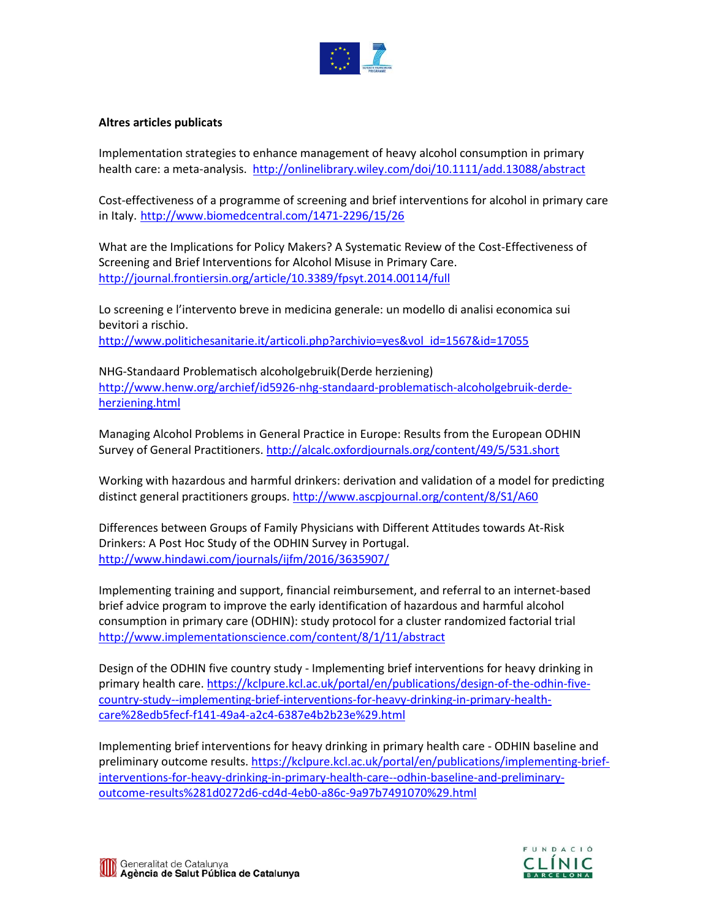**Altres articles publicats**

Implementation strategies to enhance management of heavy alcohol consumption in primary health care: a meta-analysis. http://onlinelibrary.wiley.com/doi/10.1111/add.13088/abstract

Cost-effectiveness of a programme of screening and brief interventions for alcohol in primary care in Italy. http://www.biomedcentral.com/1471-2296/15/26

What are the Implications for Policy Makers? A Systematic Review of the Cost-Effectiveness of Screening and Brief Interventions for Alcohol Misuse in Primary Care. http://journal.frontiersin.org/article/10.3389/fpsyt.2014.00114/full

Lo screening e l'intervento breve in medicina generale: un modello di analisi economica sui bevitori a rischio. http://www.politichesanitarie.it/articoli.php?archivio=yes&vol_id=1567&id=17055

NHG-Standaard Problematisch alcoholgebruik(Derde herziening) http://www.henw.org/archief/id5926-nhg-standaard-problematisch-alcoholgebruik-derde-herziening.html

Managing Alcohol Problems in General Practice in Europe: Results from the European ODHIN Survey of General Practitioners. http://alcalc.oxfordjournals.org/content/49/5/531.short

Working with hazardous and harmful drinkers: derivation and validation of a model for predicting distinct general practitioners groups. http://www.ascpjournal.org/content/8/S1/A60

Differences between Groups of Family Physicians with Different Attitudes towards At-Risk Drinkers: A Post Hoc Study of the ODHIN Survey in Portugal. http://www.hindawi.com/journals/ijfm/2016/3635907/

Implementing training and support, financial reimbursement, and referral to an internet-based brief advice program to improve the early identification of hazardous and harmful alcohol consumption in primary care (ODHIN): study protocol for a cluster randomized factorial trial http://www.implementationscience.com/content/8/1/11/abstract

Design of the ODHIN five country study - Implementing brief interventions for heavy drinking in primary health care. https://kclpure.kcl.ac.uk/portal/en/publications/design-of-the-odhin-five-country-study--implementing-brief-interventions-for-heavy-drinking-in-primary-health-care%28edb5fecf-f141-49a4-a2c4-6387e4b2b23e%29.html

Implementing brief interventions for heavy drinking in primary health care - ODHIN baseline and preliminary outcome results. https://kclpure.kcl.ac.uk/portal/en/publications/implementing-brief-interventions-for-heavy-drinking-in-primary-health-care--odhin-baseline-and-preliminary-outcome-results%281d0272d6-cd4d-4eb0-a86c-9a97b7491070%29.html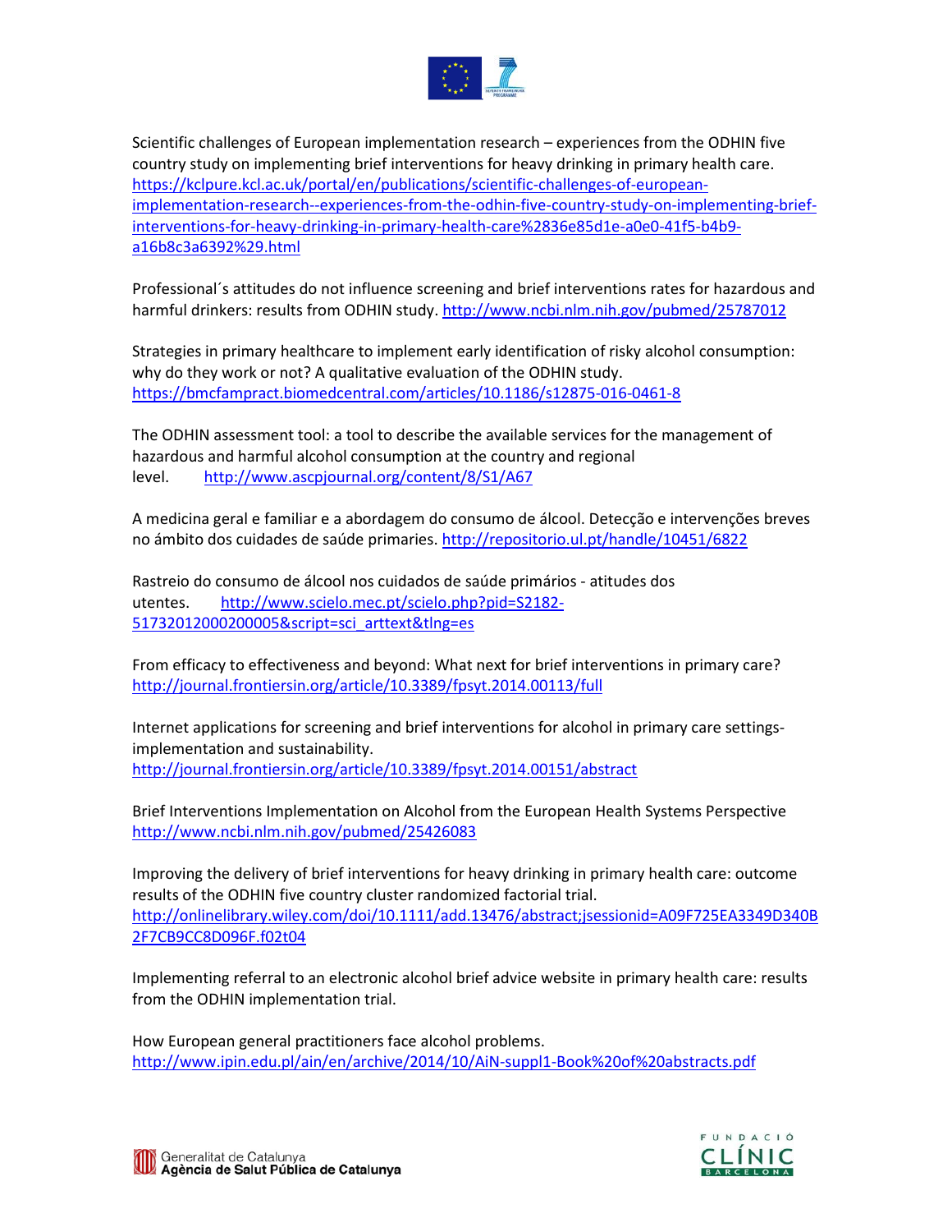Scientific challenges of European implementation research – experiences from the ODHIN five country study on implementing brief interventions for heavy drinking in primary health care. https://kclpure.kcl.ac.uk/portal/en/publications/scientific-challenges-of-european-implementation-research--experiences-from-the-odhin-five-country-study-on-implementing-brief-interventions-for-heavy-drinking-in-primary-health-care%2836e85d1e-a0e0-41f5-b4b9-a16b8c3a6392%29.html

Professional´s attitudes do not influence screening and brief interventions rates for hazardous and harmful drinkers: results from ODHIN study. http://www.ncbi.nlm.nih.gov/pubmed/25787012

Strategies in primary healthcare to implement early identification of risky alcohol consumption: why do they work or not? A qualitative evaluation of the ODHIN study. https://bmcfampract.biomedcentral.com/articles/10.1186/s12875-016-0461-8

The ODHIN assessment tool: a tool to describe the available services for the management of hazardous and harmful alcohol consumption at the country and regional level. http://www.ascpjournal.org/content/8/S1/A67

A medicina geral e familiar e a abordagem do consumo de álcool. Detecção e intervenções breves no âmbito dos cuidades de saúde primaries. http://repositorio.ul.pt/handle/10451/6822

Rastreio do consumo de álcool nos cuidados de saúde primários - atitudes dos utentes. http://www.scielo.mec.pt/scielo.php?pid=S2182-51732012000200005&script=sci_arttext&tlng=es

From efficacy to effectiveness and beyond: What next for brief interventions in primary care? http://journal.frontiersin.org/article/10.3389/fpsyt.2014.00113/full

Internet applications for screening and brief interventions for alcohol in primary care settings-implementation and sustainability. http://journal.frontiersin.org/article/10.3389/fpsyt.2014.00151/abstract

Brief Interventions Implementation on Alcohol from the European Health Systems Perspective http://www.ncbi.nlm.nih.gov/pubmed/25426083

Improving the delivery of brief interventions for heavy drinking in primary health care: outcome results of the ODHIN five country cluster randomized factorial trial. http://onlinelibrary.wiley.com/doi/10.1111/add.13476/abstract;jsessionid=A09F725EA3349D340B2F7CB9CC8D096F.f02t04

Implementing referral to an electronic alcohol brief advice website in primary health care: results from the ODHIN implementation trial.

How European general practitioners face alcohol problems. http://www.ipin.edu.pl/ain/en/archive/2014/10/AiN-suppl1-Book%20of%20abstracts.pdf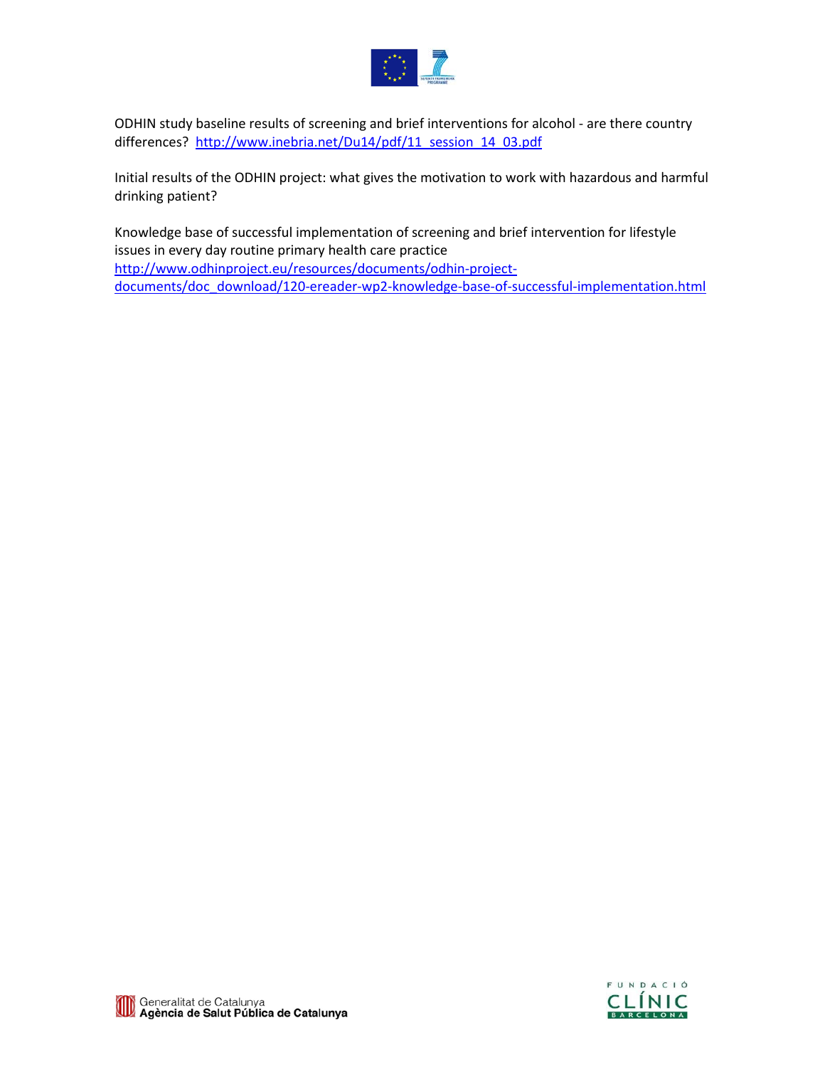ODHIN study baseline results of screening and brief interventions for alcohol - are there country differences? http://www.inebria.net/Du14/pdf/11_session_14_03.pdf

Initial results of the ODHIN project: what gives the motivation to work with hazardous and harmful drinking patient?

Knowledge base of successful implementation of screening and brief intervention for lifestyle issues in every day routine primary health care practice http://www.odhinproject.eu/resources/documents/odhin-project-documents/doc_download/120-ereader-wp2-knowledge-base-of-successful-implementation.html